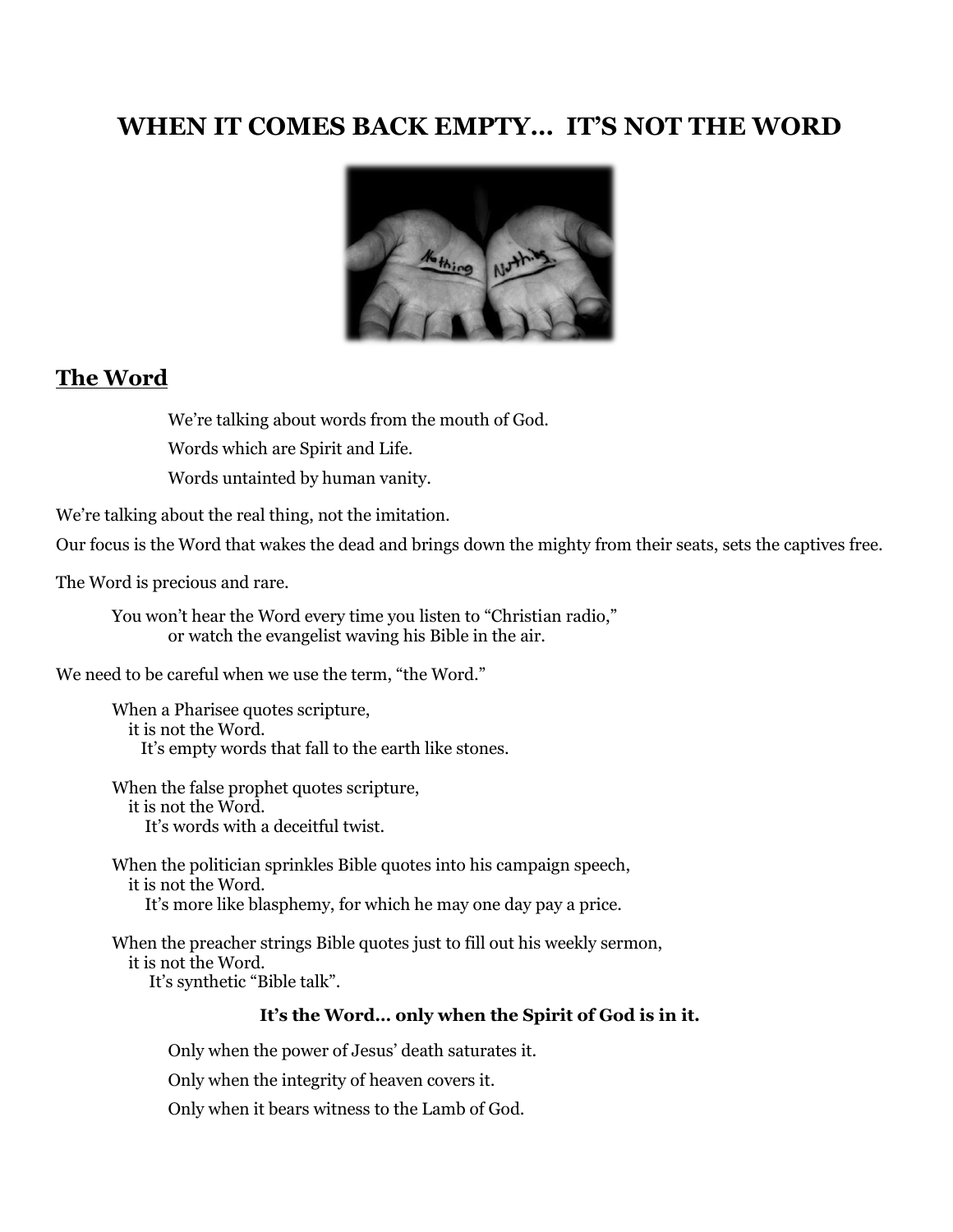# WHEN IT COMES BACK EMPTY… IT'S NOT THE WORD

## The Word

We're talking about words from the mouth of God.

Words which are Spirit and Life.

Words untainted by human vanity.

We're talking about the real thing, not the imitation.

Our focus is the Word that wakes the dead and brings down the mighty from their seats, sets the captives free.

The Word is precious and rare.

You won't hear the Word every time you listen to "Christian radio,"
or watch the evangelist waving his Bible in the air.

We need to be careful when we use the term, "the Word."

When a Pharisee quotes scripture,
it is not the Word.
It's empty words that fall to the earth like stones.

When the false prophet quotes scripture,
it is not the Word.
It's words with a deceitful twist.

When the politician sprinkles Bible quotes into his campaign speech,
it is not the Word.
It's more like blasphemy, for which he may one day pay a price.

When the preacher strings Bible quotes just to fill out his weekly sermon,
it is not the Word.
It's synthetic "Bible talk".

**It's the Word… only when the Spirit of God is in it.**

Only when the power of Jesus' death saturates it.

Only when the integrity of heaven covers it.

Only when it bears witness to the Lamb of God.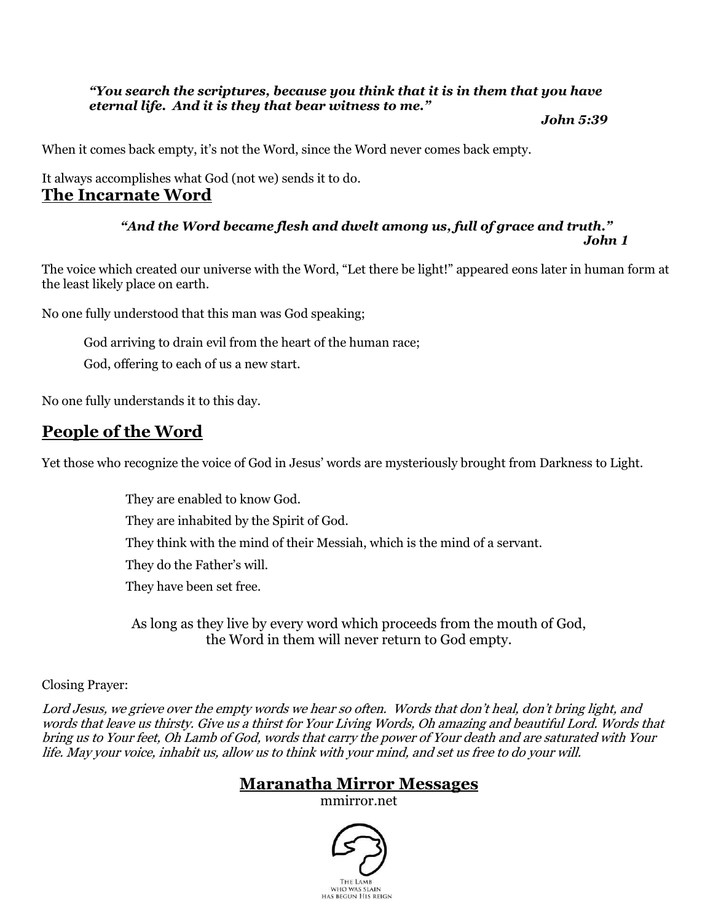***"You search the scriptures, because you think that it is in them that you have eternal life. And it is they that bear witness to me."***

***John 5:39***

When it comes back empty, it's not the Word, since the Word never comes back empty.

It always accomplishes what God (not we) sends it to do.

## The Incarnate Word

***"And the Word became flesh and dwelt among us, full of grace and truth."***

***John 1***

The voice which created our universe with the Word, "Let there be light!" appeared eons later in human form at the least likely place on earth.

No one fully understood that this man was God speaking;

God arriving to drain evil from the heart of the human race;

God, offering to each of us a new start.

No one fully understands it to this day.

## People of the Word

Yet those who recognize the voice of God in Jesus' words are mysteriously brought from Darkness to Light.

They are enabled to know God.

They are inhabited by the Spirit of God.

They think with the mind of their Messiah, which is the mind of a servant.

They do the Father's will.

They have been set free.

As long as they live by every word which proceeds from the mouth of God,
the Word in them will never return to God empty.

Closing Prayer:

*Lord Jesus, we grieve over the empty words we hear so often. Words that don't heal, don't bring light, and words that leave us thirsty. Give us a thirst for Your Living Words, Oh amazing and beautiful Lord. Words that bring us to Your feet, Oh Lamb of God, words that carry the power of Your death and are saturated with Your life. May your voice, inhabit us, allow us to think with your mind, and set us free to do your will.*

## Maranatha Mirror Messages

mmirror.net

The Lamb who was slain has begun His reign